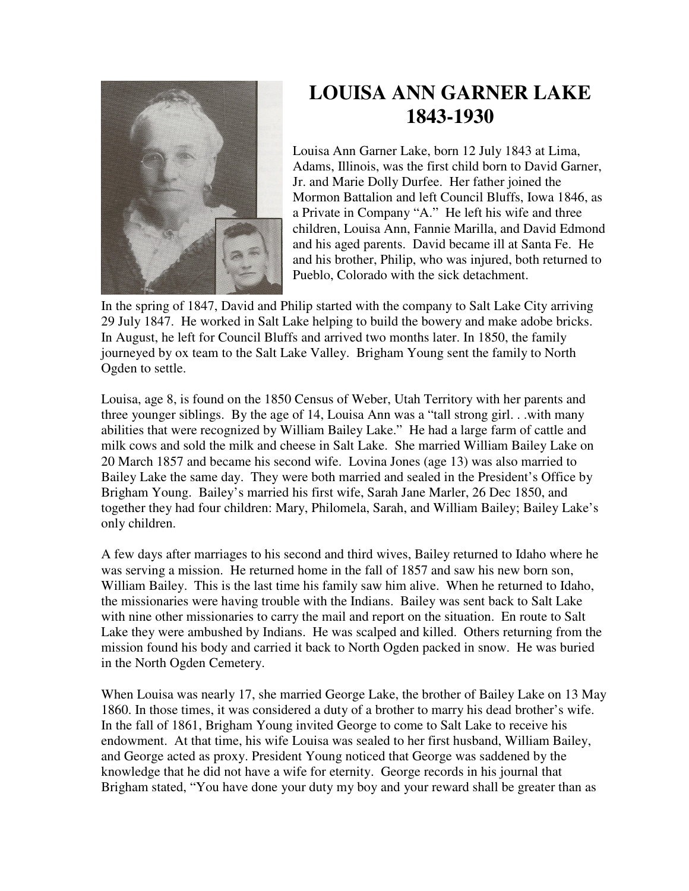# LOUISA ANN GARNER LAKE
# 1843-1930

Louisa Ann Garner Lake, born 12 July 1843 at Lima, Adams, Illinois, was the first child born to David Garner, Jr. and Marie Dolly Durfee. Her father joined the Mormon Battalion and left Council Bluffs, Iowa 1846, as a Private in Company "A." He left his wife and three children, Louisa Ann, Fannie Marilla, and David Edmond and his aged parents. David became ill at Santa Fe. He and his brother, Philip, who was injured, both returned to Pueblo, Colorado with the sick detachment.

In the spring of 1847, David and Philip started with the company to Salt Lake City arriving 29 July 1847. He worked in Salt Lake helping to build the bowery and make adobe bricks. In August, he left for Council Bluffs and arrived two months later. In 1850, the family journeyed by ox team to the Salt Lake Valley. Brigham Young sent the family to North Ogden to settle.

Louisa, age 8, is found on the 1850 Census of Weber, Utah Territory with her parents and three younger siblings. By the age of 14, Louisa Ann was a "tall strong girl. . .with many abilities that were recognized by William Bailey Lake." He had a large farm of cattle and milk cows and sold the milk and cheese in Salt Lake. She married William Bailey Lake on 20 March 1857 and became his second wife. Lovina Jones (age 13) was also married to Bailey Lake the same day. They were both married and sealed in the President's Office by Brigham Young. Bailey's married his first wife, Sarah Jane Marler, 26 Dec 1850, and together they had four children: Mary, Philomela, Sarah, and William Bailey; Bailey Lake's only children.

A few days after marriages to his second and third wives, Bailey returned to Idaho where he was serving a mission. He returned home in the fall of 1857 and saw his new born son, William Bailey. This is the last time his family saw him alive. When he returned to Idaho, the missionaries were having trouble with the Indians. Bailey was sent back to Salt Lake with nine other missionaries to carry the mail and report on the situation. En route to Salt Lake they were ambushed by Indians. He was scalped and killed. Others returning from the mission found his body and carried it back to North Ogden packed in snow. He was buried in the North Ogden Cemetery.

When Louisa was nearly 17, she married George Lake, the brother of Bailey Lake on 13 May 1860. In those times, it was considered a duty of a brother to marry his dead brother's wife. In the fall of 1861, Brigham Young invited George to come to Salt Lake to receive his endowment. At that time, his wife Louisa was sealed to her first husband, William Bailey, and George acted as proxy. President Young noticed that George was saddened by the knowledge that he did not have a wife for eternity. George records in his journal that Brigham stated, "You have done your duty my boy and your reward shall be greater than as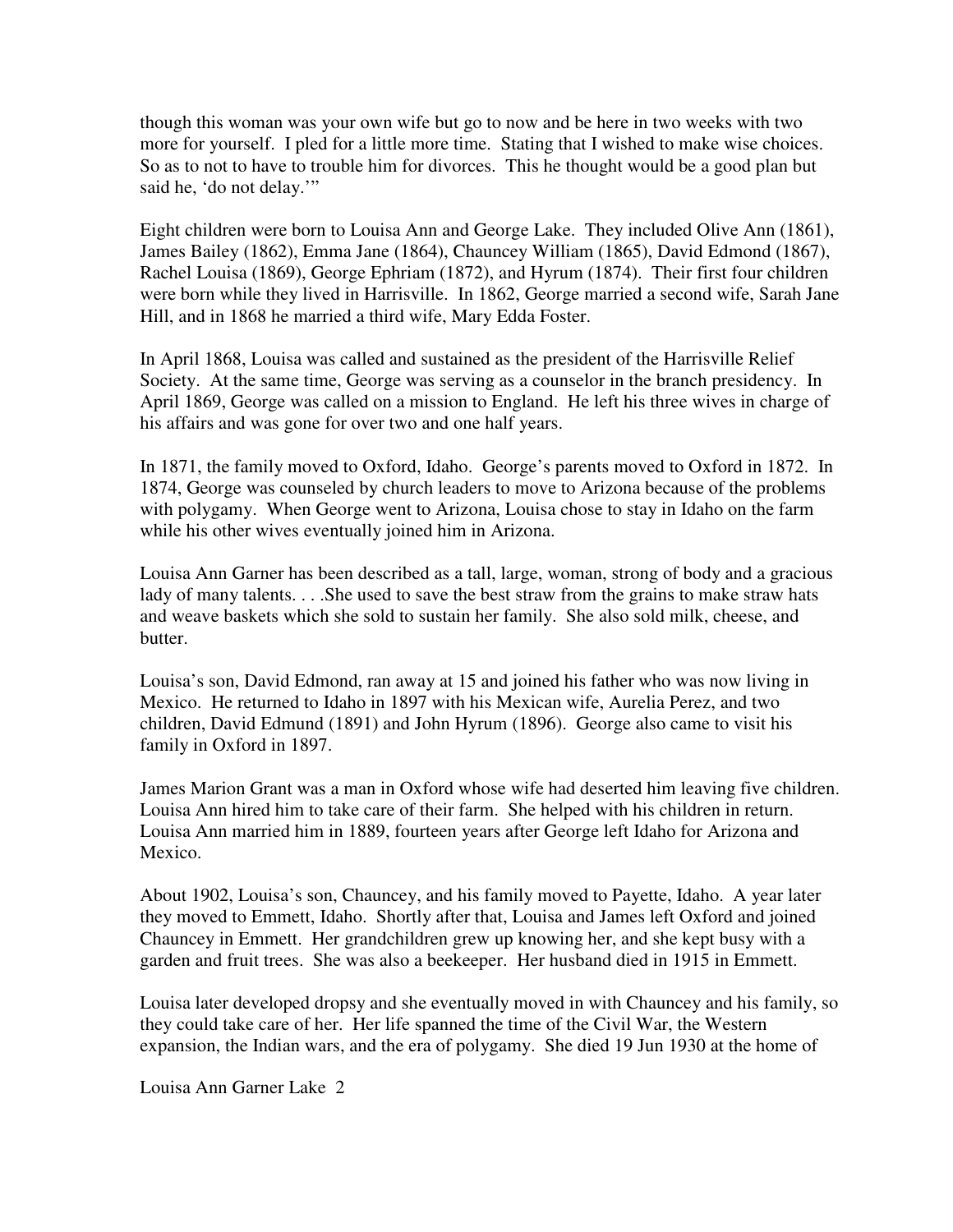though this woman was your own wife but go to now and be here in two weeks with two more for yourself. I pled for a little more time. Stating that I wished to make wise choices. So as to not to have to trouble him for divorces. This he thought would be a good plan but said he, 'do not delay.'"

Eight children were born to Louisa Ann and George Lake. They included Olive Ann (1861), James Bailey (1862), Emma Jane (1864), Chauncey William (1865), David Edmond (1867), Rachel Louisa (1869), George Ephriam (1872), and Hyrum (1874). Their first four children were born while they lived in Harrisville. In 1862, George married a second wife, Sarah Jane Hill, and in 1868 he married a third wife, Mary Edda Foster.

In April 1868, Louisa was called and sustained as the president of the Harrisville Relief Society. At the same time, George was serving as a counselor in the branch presidency. In April 1869, George was called on a mission to England. He left his three wives in charge of his affairs and was gone for over two and one half years.

In 1871, the family moved to Oxford, Idaho. George's parents moved to Oxford in 1872. In 1874, George was counseled by church leaders to move to Arizona because of the problems with polygamy. When George went to Arizona, Louisa chose to stay in Idaho on the farm while his other wives eventually joined him in Arizona.

Louisa Ann Garner has been described as a tall, large, woman, strong of body and a gracious lady of many talents. . . .She used to save the best straw from the grains to make straw hats and weave baskets which she sold to sustain her family. She also sold milk, cheese, and butter.

Louisa's son, David Edmond, ran away at 15 and joined his father who was now living in Mexico. He returned to Idaho in 1897 with his Mexican wife, Aurelia Perez, and two children, David Edmund (1891) and John Hyrum (1896). George also came to visit his family in Oxford in 1897.

James Marion Grant was a man in Oxford whose wife had deserted him leaving five children. Louisa Ann hired him to take care of their farm. She helped with his children in return. Louisa Ann married him in 1889, fourteen years after George left Idaho for Arizona and Mexico.

About 1902, Louisa's son, Chauncey, and his family moved to Payette, Idaho. A year later they moved to Emmett, Idaho. Shortly after that, Louisa and James left Oxford and joined Chauncey in Emmett. Her grandchildren grew up knowing her, and she kept busy with a garden and fruit trees. She was also a beekeeper. Her husband died in 1915 in Emmett.

Louisa later developed dropsy and she eventually moved in with Chauncey and his family, so they could take care of her. Her life spanned the time of the Civil War, the Western expansion, the Indian wars, and the era of polygamy. She died 19 Jun 1930 at the home of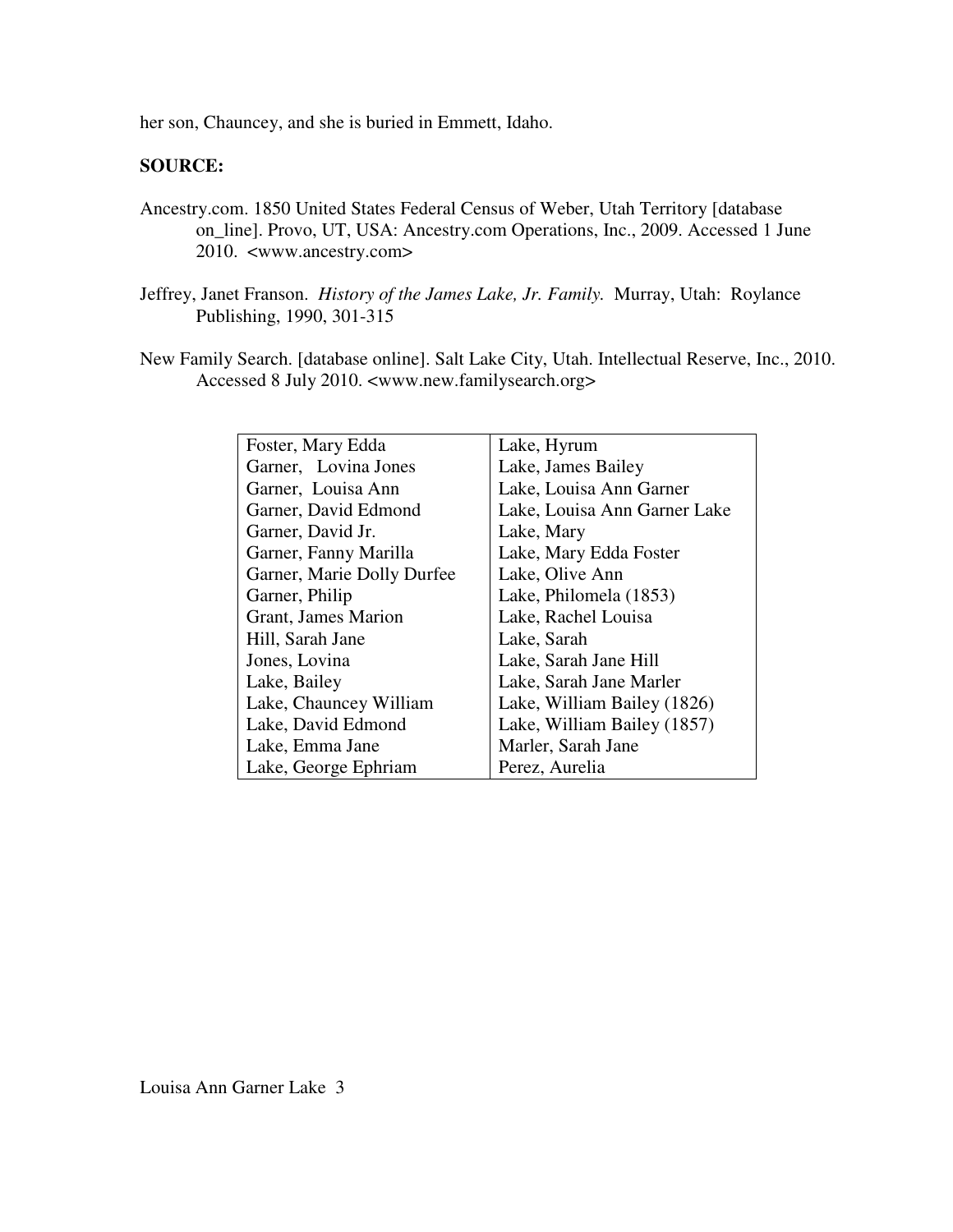her son, Chauncey, and she is buried in Emmett, Idaho.

**SOURCE:**

Ancestry.com. 1850 United States Federal Census of Weber, Utah Territory [database on_line]. Provo, UT, USA: Ancestry.com Operations, Inc., 2009. Accessed 1 June 2010. <www.ancestry.com>

Jeffrey, Janet Franson. *History of the James Lake, Jr. Family.* Murray, Utah: Roylance Publishing, 1990, 301-315

New Family Search. [database online]. Salt Lake City, Utah. Intellectual Reserve, Inc., 2010. Accessed 8 July 2010. <www.new.familysearch.org>

| | |
|---|---|
| Foster, Mary Edda | Lake, Hyrum |
| Garner, Lovina Jones | Lake, James Bailey |
| Garner, Louisa Ann | Lake, Louisa Ann Garner |
| Garner, David Edmond | Lake, Louisa Ann Garner Lake |
| Garner, David Jr. | Lake, Mary |
| Garner, Fanny Marilla | Lake, Mary Edda Foster |
| Garner, Marie Dolly Durfee | Lake, Olive Ann |
| Garner, Philip | Lake, Philomela (1853) |
| Grant, James Marion | Lake, Rachel Louisa |
| Hill, Sarah Jane | Lake, Sarah |
| Jones, Lovina | Lake, Sarah Jane Hill |
| Lake, Bailey | Lake, Sarah Jane Marler |
| Lake, Chauncey William | Lake, William Bailey (1826) |
| Lake, David Edmond | Lake, William Bailey (1857) |
| Lake, Emma Jane | Marler, Sarah Jane |
| Lake, George Ephriam | Perez, Aurelia |